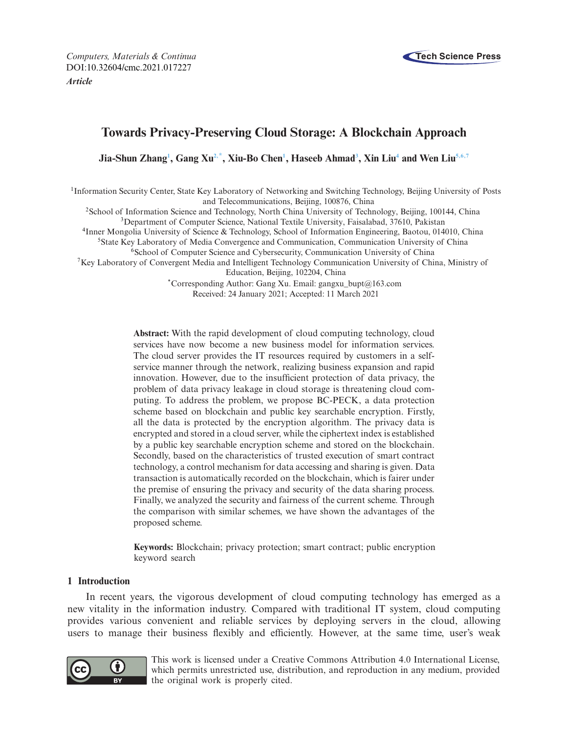*Computers, Materials & Continua*
DOI:10.32604/cmc.2021.017227
***Article***

# Towards Privacy-Preserving Cloud Storage: A Blockchain Approach

**Jia-Shun Zhang[1], Gang Xu[2,*], Xiu-Bo Chen[1], Haseeb Ahmad[3], Xin Liu[4] and Wen Liu[5,6,7]**

[1]Information Security Center, State Key Laboratory of Networking and Switching Technology, Beijing University of Posts and Telecommunications, Beijing, 100876, China

[2]School of Information Science and Technology, North China University of Technology, Beijing, 100144, China

[3]Department of Computer Science, National Textile University, Faisalabad, 37610, Pakistan

[4]Inner Mongolia University of Science & Technology, School of Information Engineering, Baotou, 014010, China

[5]State Key Laboratory of Media Convergence and Communication, Communication University of China

[6]School of Computer Science and Cybersecurity, Communication University of China

[7]Key Laboratory of Convergent Media and Intelligent Technology Communication University of China, Ministry of Education, Beijing, 102204, China

[*]Corresponding Author: Gang Xu. Email: gangxu_bupt@163.com

Received: 24 January 2021; Accepted: 11 March 2021

**Abstract:** With the rapid development of cloud computing technology, cloud services have now become a new business model for information services. The cloud server provides the IT resources required by customers in a self-service manner through the network, realizing business expansion and rapid innovation. However, due to the insufficient protection of data privacy, the problem of data privacy leakage in cloud storage is threatening cloud computing. To address the problem, we propose BC-PECK, a data protection scheme based on blockchain and public key searchable encryption. Firstly, all the data is protected by the encryption algorithm. The privacy data is encrypted and stored in a cloud server, while the ciphertext index is established by a public key searchable encryption scheme and stored on the blockchain. Secondly, based on the characteristics of trusted execution of smart contract technology, a control mechanism for data accessing and sharing is given. Data transaction is automatically recorded on the blockchain, which is fairer under the premise of ensuring the privacy and security of the data sharing process. Finally, we analyzed the security and fairness of the current scheme. Through the comparison with similar schemes, we have shown the advantages of the proposed scheme.

**Keywords:** Blockchain; privacy protection; smart contract; public encryption keyword search

## 1 Introduction

In recent years, the vigorous development of cloud computing technology has emerged as a new vitality in the information industry. Compared with traditional IT system, cloud computing provides various convenient and reliable services by deploying servers in the cloud, allowing users to manage their business flexibly and efficiently. However, at the same time, user's weak

This work is licensed under a Creative Commons Attribution 4.0 International License, which permits unrestricted use, distribution, and reproduction in any medium, provided the original work is properly cited.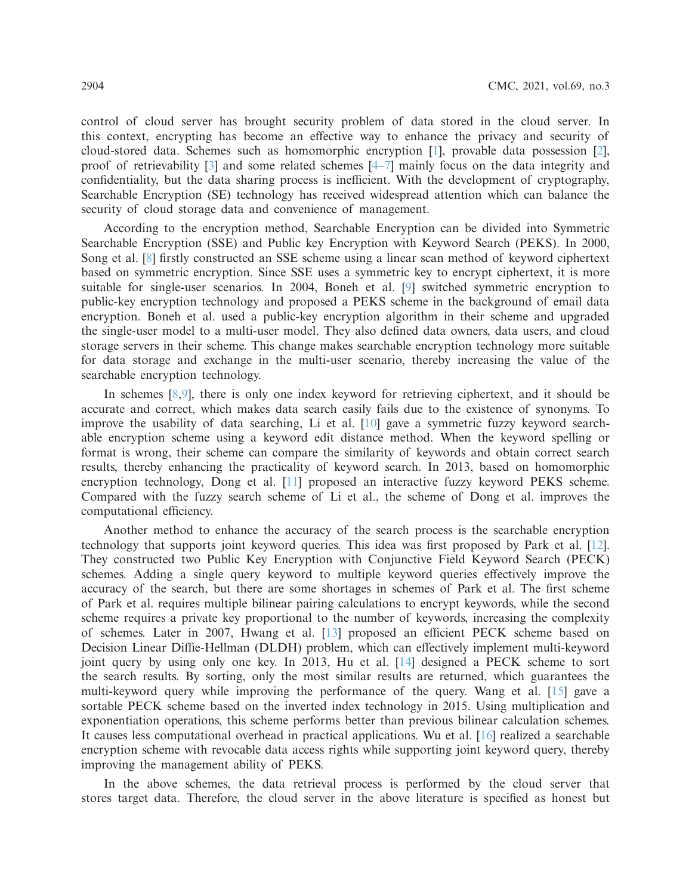control of cloud server has brought security problem of data stored in the cloud server. In this context, encrypting has become an effective way to enhance the privacy and security of cloud-stored data. Schemes such as homomorphic encryption [1], provable data possession [2], proof of retrievability [3] and some related schemes [4–7] mainly focus on the data integrity and confidentiality, but the data sharing process is inefficient. With the development of cryptography, Searchable Encryption (SE) technology has received widespread attention which can balance the security of cloud storage data and convenience of management.

According to the encryption method, Searchable Encryption can be divided into Symmetric Searchable Encryption (SSE) and Public key Encryption with Keyword Search (PEKS). In 2000, Song et al. [8] firstly constructed an SSE scheme using a linear scan method of keyword ciphertext based on symmetric encryption. Since SSE uses a symmetric key to encrypt ciphertext, it is more suitable for single-user scenarios. In 2004, Boneh et al. [9] switched symmetric encryption to public-key encryption technology and proposed a PEKS scheme in the background of email data encryption. Boneh et al. used a public-key encryption algorithm in their scheme and upgraded the single-user model to a multi-user model. They also defined data owners, data users, and cloud storage servers in their scheme. This change makes searchable encryption technology more suitable for data storage and exchange in the multi-user scenario, thereby increasing the value of the searchable encryption technology.

In schemes [8,9], there is only one index keyword for retrieving ciphertext, and it should be accurate and correct, which makes data search easily fails due to the existence of synonyms. To improve the usability of data searching, Li et al. [10] gave a symmetric fuzzy keyword searchable encryption scheme using a keyword edit distance method. When the keyword spelling or format is wrong, their scheme can compare the similarity of keywords and obtain correct search results, thereby enhancing the practicality of keyword search. In 2013, based on homomorphic encryption technology, Dong et al. [11] proposed an interactive fuzzy keyword PEKS scheme. Compared with the fuzzy search scheme of Li et al., the scheme of Dong et al. improves the computational efficiency.

Another method to enhance the accuracy of the search process is the searchable encryption technology that supports joint keyword queries. This idea was first proposed by Park et al. [12]. They constructed two Public Key Encryption with Conjunctive Field Keyword Search (PECK) schemes. Adding a single query keyword to multiple keyword queries effectively improve the accuracy of the search, but there are some shortages in schemes of Park et al. The first scheme of Park et al. requires multiple bilinear pairing calculations to encrypt keywords, while the second scheme requires a private key proportional to the number of keywords, increasing the complexity of schemes. Later in 2007, Hwang et al. [13] proposed an efficient PECK scheme based on Decision Linear Diffie-Hellman (DLDH) problem, which can effectively implement multi-keyword joint query by using only one key. In 2013, Hu et al. [14] designed a PECK scheme to sort the search results. By sorting, only the most similar results are returned, which guarantees the multi-keyword query while improving the performance of the query. Wang et al. [15] gave a sortable PECK scheme based on the inverted index technology in 2015. Using multiplication and exponentiation operations, this scheme performs better than previous bilinear calculation schemes. It causes less computational overhead in practical applications. Wu et al. [16] realized a searchable encryption scheme with revocable data access rights while supporting joint keyword query, thereby improving the management ability of PEKS.

In the above schemes, the data retrieval process is performed by the cloud server that stores target data. Therefore, the cloud server in the above literature is specified as honest but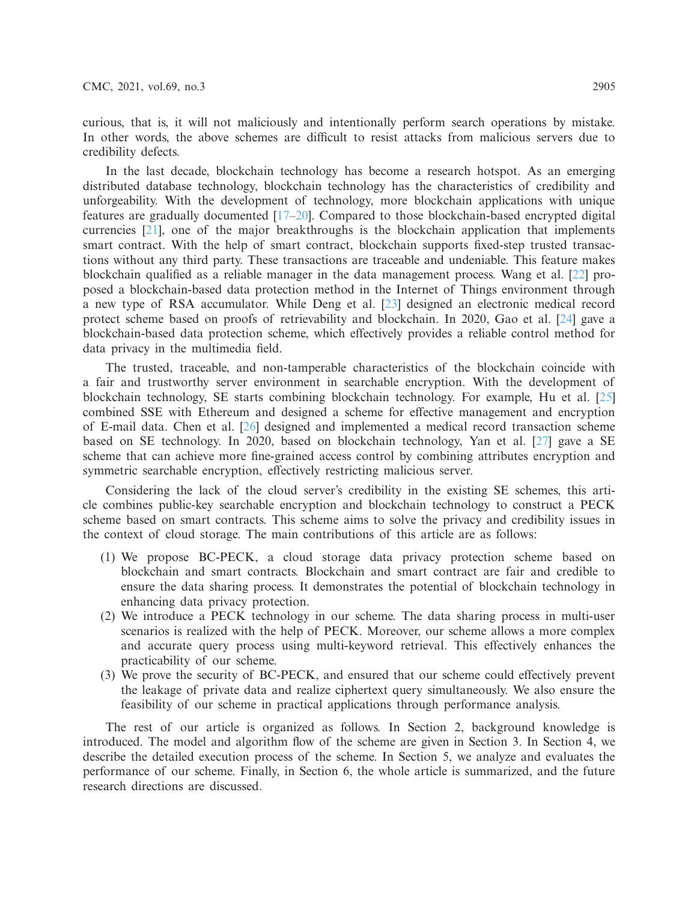curious, that is, it will not maliciously and intentionally perform search operations by mistake. In other words, the above schemes are difficult to resist attacks from malicious servers due to credibility defects.

In the last decade, blockchain technology has become a research hotspot. As an emerging distributed database technology, blockchain technology has the characteristics of credibility and unforgeability. With the development of technology, more blockchain applications with unique features are gradually documented [17–20]. Compared to those blockchain-based encrypted digital currencies [21], one of the major breakthroughs is the blockchain application that implements smart contract. With the help of smart contract, blockchain supports fixed-step trusted transactions without any third party. These transactions are traceable and undeniable. This feature makes blockchain qualified as a reliable manager in the data management process. Wang et al. [22] proposed a blockchain-based data protection method in the Internet of Things environment through a new type of RSA accumulator. While Deng et al. [23] designed an electronic medical record protect scheme based on proofs of retrievability and blockchain. In 2020, Gao et al. [24] gave a blockchain-based data protection scheme, which effectively provides a reliable control method for data privacy in the multimedia field.

The trusted, traceable, and non-tamperable characteristics of the blockchain coincide with a fair and trustworthy server environment in searchable encryption. With the development of blockchain technology, SE starts combining blockchain technology. For example, Hu et al. [25] combined SSE with Ethereum and designed a scheme for effective management and encryption of E-mail data. Chen et al. [26] designed and implemented a medical record transaction scheme based on SE technology. In 2020, based on blockchain technology, Yan et al. [27] gave a SE scheme that can achieve more fine-grained access control by combining attributes encryption and symmetric searchable encryption, effectively restricting malicious server.

Considering the lack of the cloud server's credibility in the existing SE schemes, this article combines public-key searchable encryption and blockchain technology to construct a PECK scheme based on smart contracts. This scheme aims to solve the privacy and credibility issues in the context of cloud storage. The main contributions of this article are as follows:

(1) We propose BC-PECK, a cloud storage data privacy protection scheme based on blockchain and smart contracts. Blockchain and smart contract are fair and credible to ensure the data sharing process. It demonstrates the potential of blockchain technology in enhancing data privacy protection.
(2) We introduce a PECK technology in our scheme. The data sharing process in multi-user scenarios is realized with the help of PECK. Moreover, our scheme allows a more complex and accurate query process using multi-keyword retrieval. This effectively enhances the practicability of our scheme.
(3) We prove the security of BC-PECK, and ensured that our scheme could effectively prevent the leakage of private data and realize ciphertext query simultaneously. We also ensure the feasibility of our scheme in practical applications through performance analysis.

The rest of our article is organized as follows. In Section 2, background knowledge is introduced. The model and algorithm flow of the scheme are given in Section 3. In Section 4, we describe the detailed execution process of the scheme. In Section 5, we analyze and evaluates the performance of our scheme. Finally, in Section 6, the whole article is summarized, and the future research directions are discussed.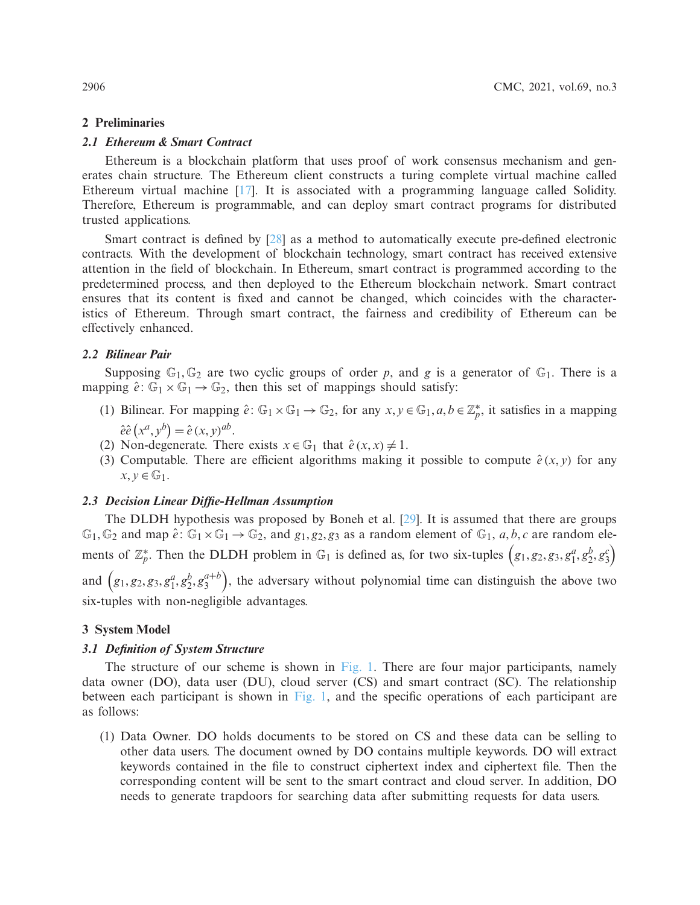## 2 Preliminaries

### *2.1 Ethereum & Smart Contract*

Ethereum is a blockchain platform that uses proof of work consensus mechanism and generates chain structure. The Ethereum client constructs a turing complete virtual machine called Ethereum virtual machine [17]. It is associated with a programming language called Solidity. Therefore, Ethereum is programmable, and can deploy smart contract programs for distributed trusted applications.

Smart contract is defined by [28] as a method to automatically execute pre-defined electronic contracts. With the development of blockchain technology, smart contract has received extensive attention in the field of blockchain. In Ethereum, smart contract is programmed according to the predetermined process, and then deployed to the Ethereum blockchain network. Smart contract ensures that its content is fixed and cannot be changed, which coincides with the characteristics of Ethereum. Through smart contract, the fairness and credibility of Ethereum can be effectively enhanced.

### *2.2 Bilinear Pair*

Supposing $\mathbb{G}_1, \mathbb{G}_2$ are two cyclic groups of order $p$, and $g$ is a generator of $\mathbb{G}_1$. There is a mapping $\hat{e}\colon \mathbb{G}_1 \times \mathbb{G}_1 \to \mathbb{G}_2$, then this set of mappings should satisfy:

(1) Bilinear. For mapping $\hat{e}\colon \mathbb{G}_1 \times \mathbb{G}_1 \to \mathbb{G}_2$, for any $x, y \in \mathbb{G}_1, a, b \in \mathbb{Z}_p^*$, it satisfies in a mapping $\hat{e}\hat{e}\left(x^a, y^b\right) = \hat{e}\left(x, y\right)^{ab}$.
(2) Non-degenerate. There exists $x \in \mathbb{G}_1$ that $\hat{e}\left(x, x\right) \neq 1$.
(3) Computable. There are efficient algorithms making it possible to compute $\hat{e}\left(x, y\right)$ for any $x, y \in \mathbb{G}_1$.

### *2.3 Decision Linear Diffie-Hellman Assumption*

The DLDH hypothesis was proposed by Boneh et al. [29]. It is assumed that there are groups $\mathbb{G}_1, \mathbb{G}_2$ and map $\hat{e}\colon \mathbb{G}_1 \times \mathbb{G}_1 \to \mathbb{G}_2$, and $g_1, g_2, g_3$ as a random element of $\mathbb{G}_1$, $a, b, c$ are random elements of $\mathbb{Z}_p^*$. Then the DLDH problem in $\mathbb{G}_1$ is defined as, for two six-tuples $\left(g_1, g_2, g_3, g_1^a, g_2^b, g_3^c\right)$ and $\left(g_1, g_2, g_3, g_1^a, g_2^b, g_3^{a+b}\right)$, the adversary without polynomial time can distinguish the above two six-tuples with non-negligible advantages.

## 3 System Model

### *3.1 Definition of System Structure*

The structure of our scheme is shown in Fig. 1. There are four major participants, namely data owner (DO), data user (DU), cloud server (CS) and smart contract (SC). The relationship between each participant is shown in Fig. 1, and the specific operations of each participant are as follows:

(1) Data Owner. DO holds documents to be stored on CS and these data can be selling to other data users. The document owned by DO contains multiple keywords. DO will extract keywords contained in the file to construct ciphertext index and ciphertext file. Then the corresponding content will be sent to the smart contract and cloud server. In addition, DO needs to generate trapdoors for searching data after submitting requests for data users.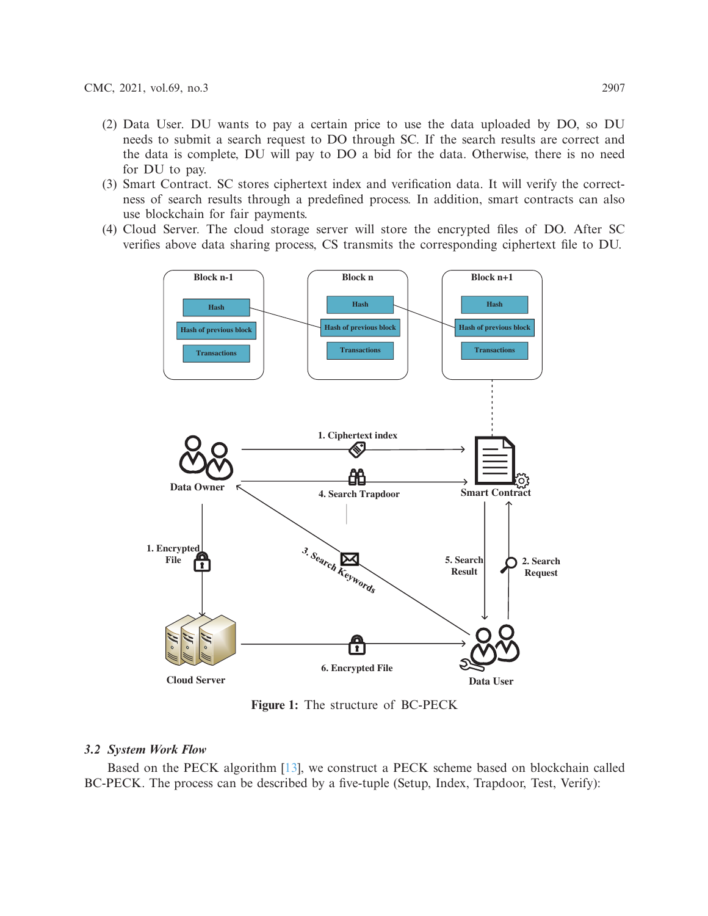(2) Data User. DU wants to pay a certain price to use the data uploaded by DO, so DU needs to submit a search request to DO through SC. If the search results are correct and the data is complete, DU will pay to DO a bid for the data. Otherwise, there is no need for DU to pay.
(3) Smart Contract. SC stores ciphertext index and verification data. It will verify the correctness of search results through a predefined process. In addition, smart contracts can also use blockchain for fair payments.
(4) Cloud Server. The cloud storage server will store the encrypted files of DO. After SC verifies above data sharing process, CS transmits the corresponding ciphertext file to DU.

**Figure 1:** The structure of BC-PECK

### 3.2 System Work Flow

Based on the PECK algorithm [13], we construct a PECK scheme based on blockchain called BC-PECK. The process can be described by a five-tuple (Setup, Index, Trapdoor, Test, Verify):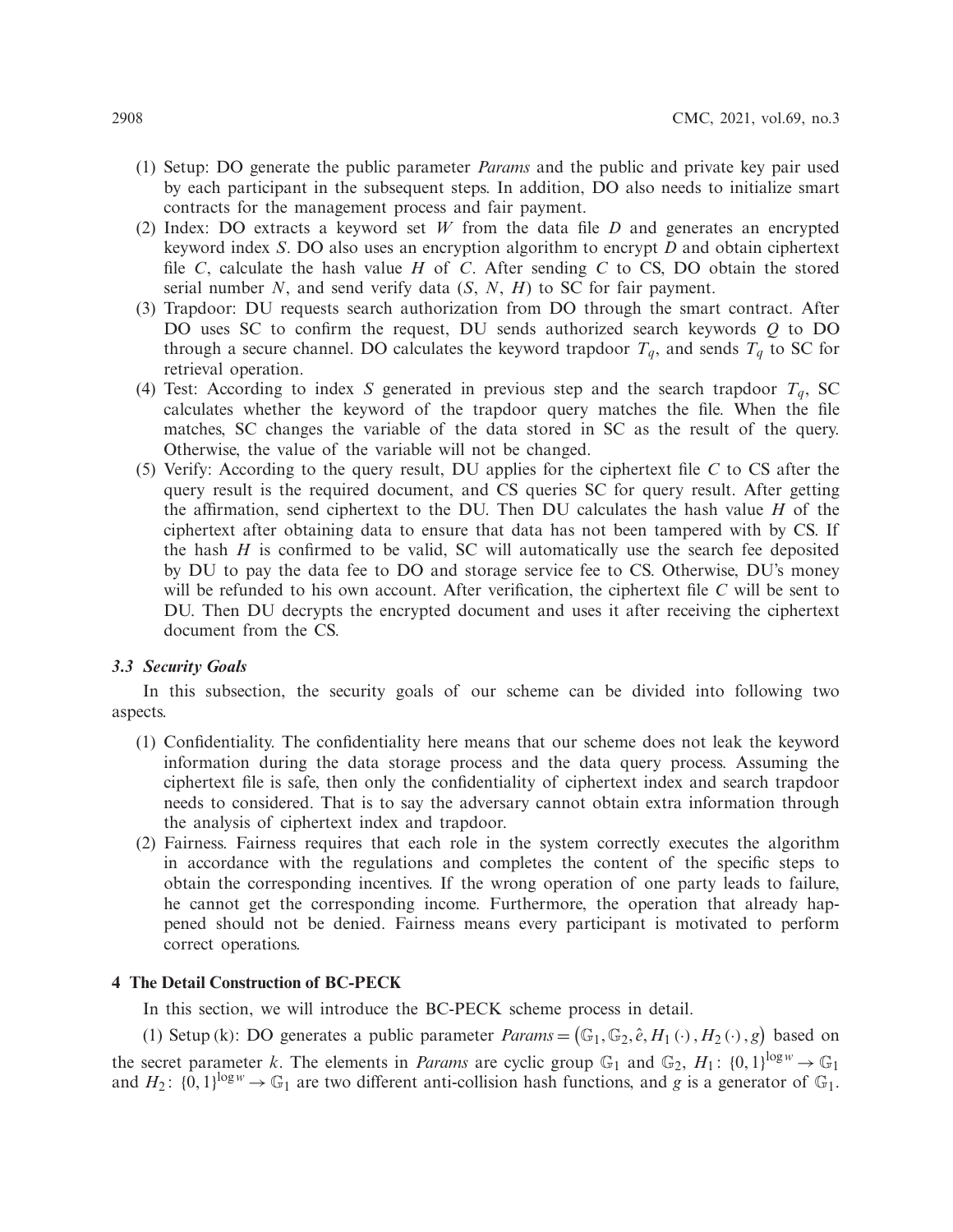(1) Setup: DO generate the public parameter *Params* and the public and private key pair used by each participant in the subsequent steps. In addition, DO also needs to initialize smart contracts for the management process and fair payment.

(2) Index: DO extracts a keyword set $W$ from the data file $D$ and generates an encrypted keyword index $S$. DO also uses an encryption algorithm to encrypt $D$ and obtain ciphertext file $C$, calculate the hash value $H$ of $C$. After sending $C$ to CS, DO obtain the stored serial number $N$, and send verify data ($S$, $N$, $H$) to SC for fair payment.

(3) Trapdoor: DU requests search authorization from DO through the smart contract. After DO uses SC to confirm the request, DU sends authorized search keywords $Q$ to DO through a secure channel. DO calculates the keyword trapdoor $T_q$, and sends $T_q$ to SC for retrieval operation.

(4) Test: According to index $S$ generated in previous step and the search trapdoor $T_q$, SC calculates whether the keyword of the trapdoor query matches the file. When the file matches, SC changes the variable of the data stored in SC as the result of the query. Otherwise, the value of the variable will not be changed.

(5) Verify: According to the query result, DU applies for the ciphertext file $C$ to CS after the query result is the required document, and CS queries SC for query result. After getting the affirmation, send ciphertext to the DU. Then DU calculates the hash value $H$ of the ciphertext after obtaining data to ensure that data has not been tampered with by CS. If the hash $H$ is confirmed to be valid, SC will automatically use the search fee deposited by DU to pay the data fee to DO and storage service fee to CS. Otherwise, DU's money will be refunded to his own account. After verification, the ciphertext file $C$ will be sent to DU. Then DU decrypts the encrypted document and uses it after receiving the ciphertext document from the CS.

### 3.3 Security Goals

In this subsection, the security goals of our scheme can be divided into following two aspects.

(1) Confidentiality. The confidentiality here means that our scheme does not leak the keyword information during the data storage process and the data query process. Assuming the ciphertext file is safe, then only the confidentiality of ciphertext index and search trapdoor needs to considered. That is to say the adversary cannot obtain extra information through the analysis of ciphertext index and trapdoor.

(2) Fairness. Fairness requires that each role in the system correctly executes the algorithm in accordance with the regulations and completes the content of the specific steps to obtain the corresponding incentives. If the wrong operation of one party leads to failure, he cannot get the corresponding income. Furthermore, the operation that already happened should not be denied. Fairness means every participant is motivated to perform correct operations.

## 4 The Detail Construction of BC-PECK

In this section, we will introduce the BC-PECK scheme process in detail.

(1) Setup (k): DO generates a public parameter $Params = \left(\mathbb{G}_1, \mathbb{G}_2, \hat{e}, H_1(\cdot), H_2(\cdot), g\right)$ based on the secret parameter $k$. The elements in *Params* are cyclic group $\mathbb{G}_1$ and $\mathbb{G}_2$, $H_1\colon \{0,1\}^{\log w} \to \mathbb{G}_1$ and $H_2\colon \{0,1\}^{\log w} \to \mathbb{G}_1$ are two different anti-collision hash functions, and $g$ is a generator of $\mathbb{G}_1$.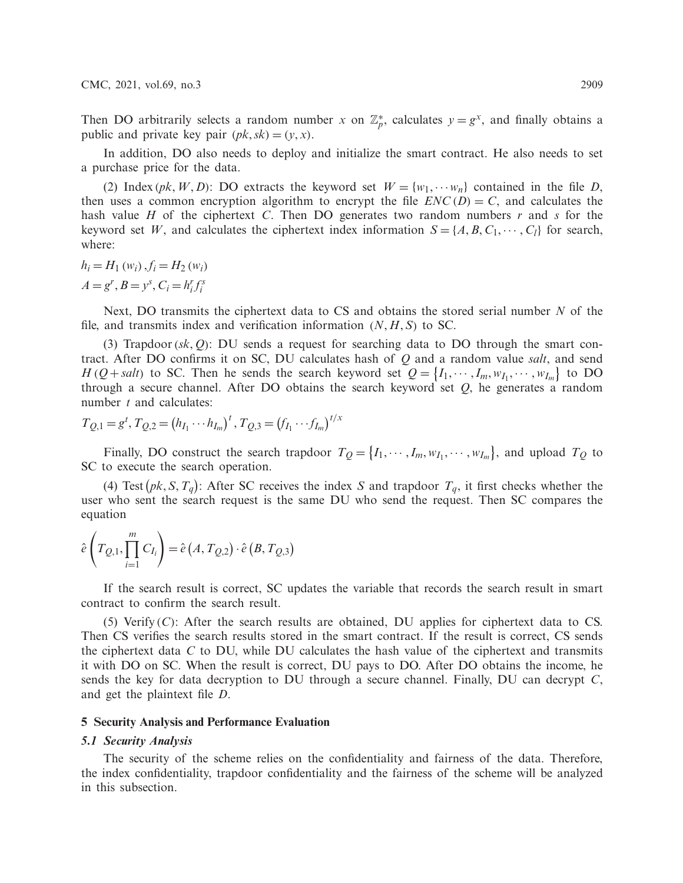Then DO arbitrarily selects a random number $x$ on $\mathbb{Z}_p^*$, calculates $y = g^x$, and finally obtains a public and private key pair $(pk, sk) = (y, x)$.

In addition, DO also needs to deploy and initialize the smart contract. He also needs to set a purchase price for the data.

(2) Index $(pk, W, D)$: DO extracts the keyword set $W = \{w_1, \cdots w_n\}$ contained in the file $D$, then uses a common encryption algorithm to encrypt the file $ENC(D) = C$, and calculates the hash value $H$ of the ciphertext $C$. Then DO generates two random numbers $r$ and $s$ for the keyword set $W$, and calculates the ciphertext index information $S = \{A, B, C_1, \cdots, C_l\}$ for search, where:

$$h_i = H_1(w_i), f_i = H_2(w_i)$$

$$A = g^r, B = y^s, C_i = h_i^r f_i^s$$

Next, DO transmits the ciphertext data to CS and obtains the stored serial number $N$ of the file, and transmits index and verification information $(N, H, S)$ to SC.

(3) Trapdoor $(sk, Q)$: DU sends a request for searching data to DO through the smart contract. After DO confirms it on SC, DU calculates hash of $Q$ and a random value *salt*, and send $H(Q + salt)$ to SC. Then he sends the search keyword set $Q = \{I_1, \cdots, I_m, w_{I_1}, \cdots, w_{I_m}\}$ to DO through a secure channel. After DO obtains the search keyword set $Q$, he generates a random number $t$ and calculates:

$$T_{Q,1} = g^t, T_{Q,2} = \left(h_{I_1} \cdots h_{I_m}\right)^t, T_{Q,3} = \left(f_{I_1} \cdots f_{I_m}\right)^{t/x}$$

Finally, DO construct the search trapdoor $T_Q = \{I_1, \cdots, I_m, w_{I_1}, \cdots, w_{I_m}\}$, and upload $T_Q$ to SC to execute the search operation.

(4) Test $(pk, S, T_q)$: After SC receives the index $S$ and trapdoor $T_q$, it first checks whether the user who sent the search request is the same DU who send the request. Then SC compares the equation

$$\hat{e}\left(T_{Q,1}, \prod_{i=1}^{m} C_{I_i}\right) = \hat{e}\left(A, T_{Q,2}\right) \cdot \hat{e}\left(B, T_{Q,3}\right)$$

If the search result is correct, SC updates the variable that records the search result in smart contract to confirm the search result.

(5) Verify $(C)$: After the search results are obtained, DU applies for ciphertext data to CS. Then CS verifies the search results stored in the smart contract. If the result is correct, CS sends the ciphertext data $C$ to DU, while DU calculates the hash value of the ciphertext and transmits it with DO on SC. When the result is correct, DU pays to DO. After DO obtains the income, he sends the key for data decryption to DU through a secure channel. Finally, DU can decrypt $C$, and get the plaintext file $D$.

## 5 Security Analysis and Performance Evaluation

### 5.1 Security Analysis

The security of the scheme relies on the confidentiality and fairness of the data. Therefore, the index confidentiality, trapdoor confidentiality and the fairness of the scheme will be analyzed in this subsection.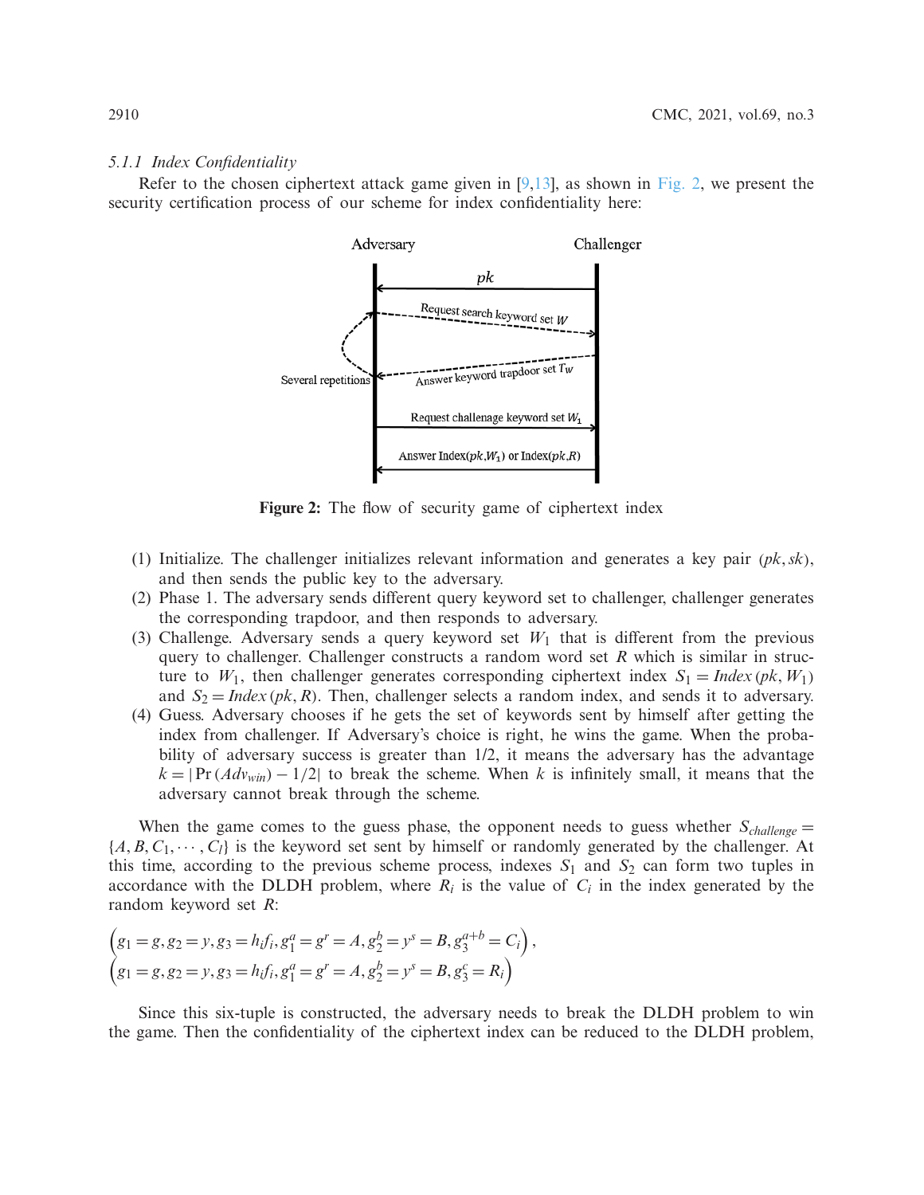#### 5.1.1 Index Confidentiality

Refer to the chosen ciphertext attack game given in [9,13], as shown in Fig. 2, we present the security certification process of our scheme for index confidentiality here:

**Figure 2:** The flow of security game of ciphertext index

(1) Initialize. The challenger initializes relevant information and generates a key pair $(pk, sk)$, and then sends the public key to the adversary.
(2) Phase 1. The adversary sends different query keyword set to challenger, challenger generates the corresponding trapdoor, and then responds to adversary.
(3) Challenge. Adversary sends a query keyword set $W_1$ that is different from the previous query to challenger. Challenger constructs a random word set $R$ which is similar in structure to $W_1$, then challenger generates corresponding ciphertext index $S_1 = Index\,(pk, W_1)$ and $S_2 = Index\,(pk, R)$. Then, challenger selects a random index, and sends it to adversary.
(4) Guess. Adversary chooses if he gets the set of keywords sent by himself after getting the index from challenger. If Adversary's choice is right, he wins the game. When the probability of adversary success is greater than 1/2, it means the adversary has the advantage $k = |\Pr(Adv_{win}) - 1/2|$ to break the scheme. When $k$ is infinitely small, it means that the adversary cannot break through the scheme.

When the game comes to the guess phase, the opponent needs to guess whether $S_{challenge} = \{A, B, C_1, \cdots, C_l\}$ is the keyword set sent by himself or randomly generated by the challenger. At this time, according to the previous scheme process, indexes $S_1$ and $S_2$ can form two tuples in accordance with the DLDH problem, where $R_i$ is the value of $C_i$ in the index generated by the random keyword set $R$:

$$\left(g_1 = g, g_2 = y, g_3 = h_i f_i, g_1^a = g^r = A, g_2^b = y^s = B, g_3^{a+b} = C_i\right),$$
$$\left(g_1 = g, g_2 = y, g_3 = h_i f_i, g_1^a = g^r = A, g_2^b = y^s = B, g_3^c = R_i\right)$$

Since this six-tuple is constructed, the adversary needs to break the DLDH problem to win the game. Then the confidentiality of the ciphertext index can be reduced to the DLDH problem,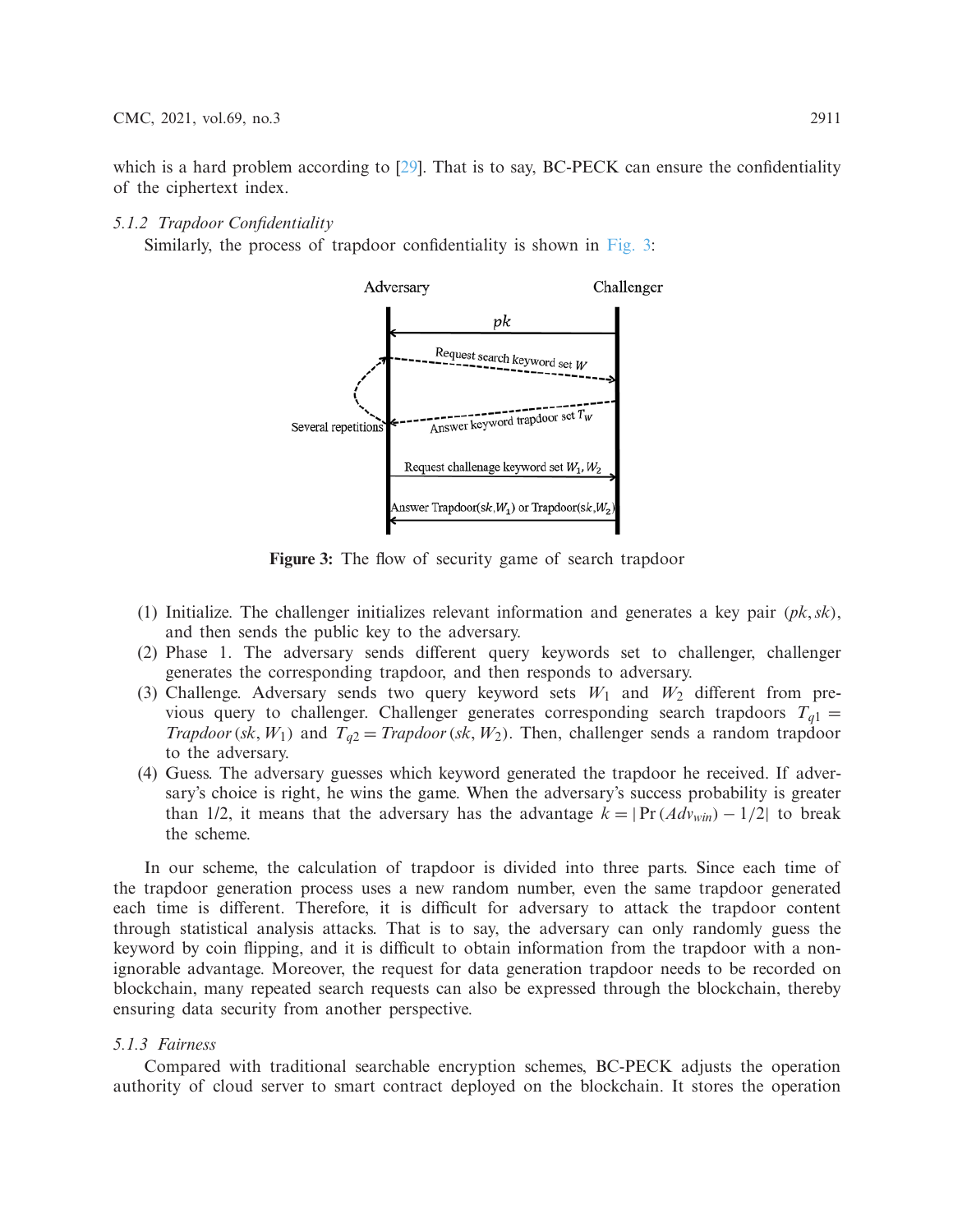which is a hard problem according to [29]. That is to say, BC-PECK can ensure the confidentiality of the ciphertext index.

#### *5.1.2 Trapdoor Confidentiality*

Similarly, the process of trapdoor confidentiality is shown in Fig. 3:

**Figure 3:** The flow of security game of search trapdoor

(1) Initialize. The challenger initializes relevant information and generates a key pair $(pk, sk)$, and then sends the public key to the adversary.
(2) Phase 1. The adversary sends different query keywords set to challenger, challenger generates the corresponding trapdoor, and then responds to adversary.
(3) Challenge. Adversary sends two query keyword sets $W_1$ and $W_2$ different from previous query to challenger. Challenger generates corresponding search trapdoors $T_{q1} = Trapdoor(sk, W_1)$ and $T_{q2} = Trapdoor(sk, W_2)$. Then, challenger sends a random trapdoor to the adversary.
(4) Guess. The adversary guesses which keyword generated the trapdoor he received. If adversary's choice is right, he wins the game. When the adversary's success probability is greater than 1/2, it means that the adversary has the advantage $k = |\Pr(Adv_{win}) - 1/2|$ to break the scheme.

In our scheme, the calculation of trapdoor is divided into three parts. Since each time of the trapdoor generation process uses a new random number, even the same trapdoor generated each time is different. Therefore, it is difficult for adversary to attack the trapdoor content through statistical analysis attacks. That is to say, the adversary can only randomly guess the keyword by coin flipping, and it is difficult to obtain information from the trapdoor with a non-ignorable advantage. Moreover, the request for data generation trapdoor needs to be recorded on blockchain, many repeated search requests can also be expressed through the blockchain, thereby ensuring data security from another perspective.

#### *5.1.3 Fairness*

Compared with traditional searchable encryption schemes, BC-PECK adjusts the operation authority of cloud server to smart contract deployed on the blockchain. It stores the operation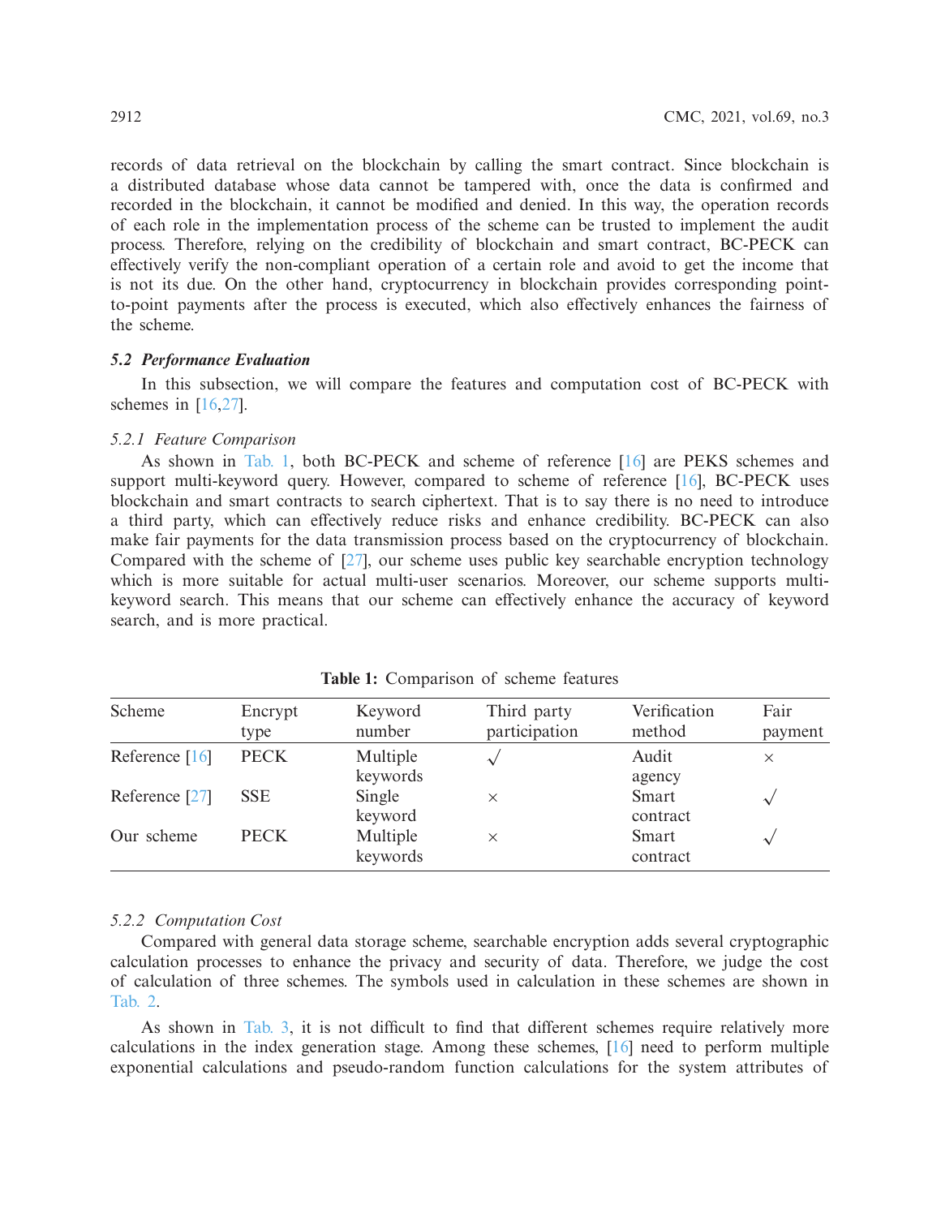records of data retrieval on the blockchain by calling the smart contract. Since blockchain is a distributed database whose data cannot be tampered with, once the data is confirmed and recorded in the blockchain, it cannot be modified and denied. In this way, the operation records of each role in the implementation process of the scheme can be trusted to implement the audit process. Therefore, relying on the credibility of blockchain and smart contract, BC-PECK can effectively verify the non-compliant operation of a certain role and avoid to get the income that is not its due. On the other hand, cryptocurrency in blockchain provides corresponding point-to-point payments after the process is executed, which also effectively enhances the fairness of the scheme.

### 5.2 Performance Evaluation

In this subsection, we will compare the features and computation cost of BC-PECK with schemes in [16,27].

#### 5.2.1 Feature Comparison

As shown in Tab. 1, both BC-PECK and scheme of reference [16] are PEKS schemes and support multi-keyword query. However, compared to scheme of reference [16], BC-PECK uses blockchain and smart contracts to search ciphertext. That is to say there is no need to introduce a third party, which can effectively reduce risks and enhance credibility. BC-PECK can also make fair payments for the data transmission process based on the cryptocurrency of blockchain. Compared with the scheme of [27], our scheme uses public key searchable encryption technology which is more suitable for actual multi-user scenarios. Moreover, our scheme supports multi-keyword search. This means that our scheme can effectively enhance the accuracy of keyword search, and is more practical.

**Table 1:** Comparison of scheme features

| Scheme | Encrypt type | Keyword number | Third party participation | Verification method | Fair payment |
|---|---|---|---|---|---|
| Reference [16] | PECK | Multiple keywords | √ | Audit agency | × |
| Reference [27] | SSE | Single keyword | × | Smart contract | √ |
| Our scheme | PECK | Multiple keywords | × | Smart contract | √ |

#### 5.2.2 Computation Cost

Compared with general data storage scheme, searchable encryption adds several cryptographic calculation processes to enhance the privacy and security of data. Therefore, we judge the cost of calculation of three schemes. The symbols used in calculation in these schemes are shown in Tab. 2.

As shown in Tab. 3, it is not difficult to find that different schemes require relatively more calculations in the index generation stage. Among these schemes, [16] need to perform multiple exponential calculations and pseudo-random function calculations for the system attributes of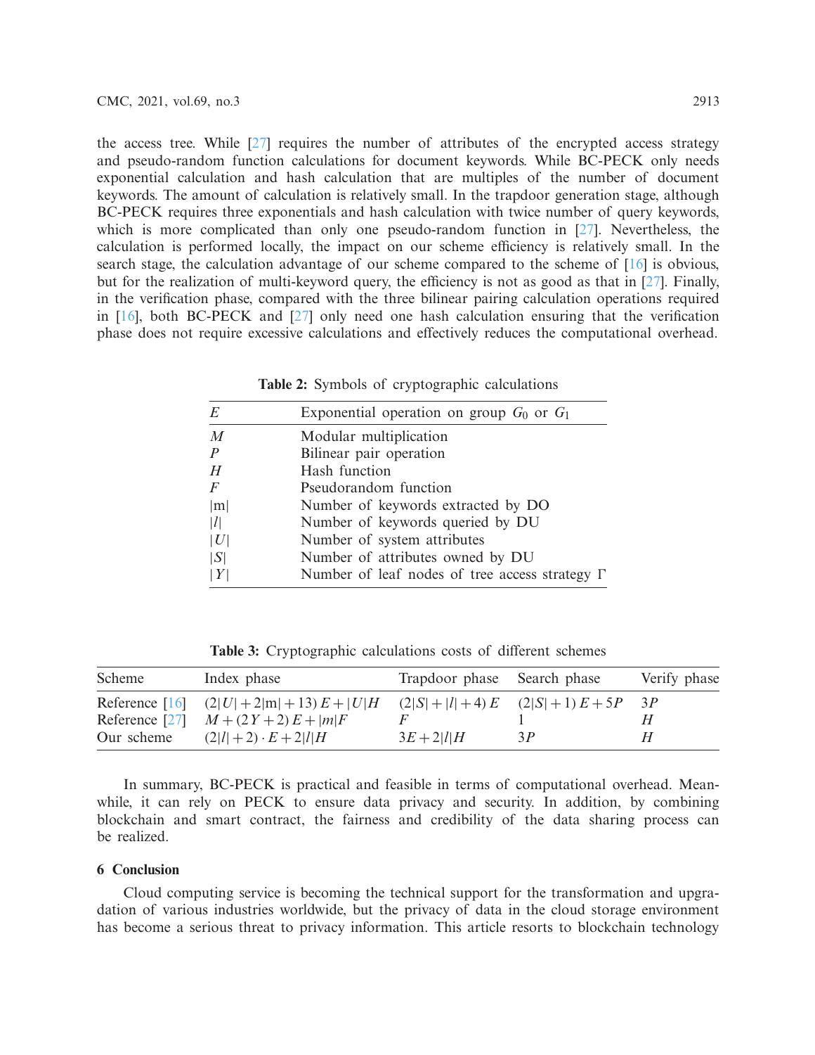the access tree. While [27] requires the number of attributes of the encrypted access strategy and pseudo-random function calculations for document keywords. While BC-PECK only needs exponential calculation and hash calculation that are multiples of the number of document keywords. The amount of calculation is relatively small. In the trapdoor generation stage, although BC-PECK requires three exponentials and hash calculation with twice number of query keywords, which is more complicated than only one pseudo-random function in [27]. Nevertheless, the calculation is performed locally, the impact on our scheme efficiency is relatively small. In the search stage, the calculation advantage of our scheme compared to the scheme of [16] is obvious, but for the realization of multi-keyword query, the efficiency is not as good as that in [27]. Finally, in the verification phase, compared with the three bilinear pairing calculation operations required in [16], both BC-PECK and [27] only need one hash calculation ensuring that the verification phase does not require excessive calculations and effectively reduces the computational overhead.

**Table 2:** Symbols of cryptographic calculations

| $E$ | Exponential operation on group $G_0$ or $G_1$ |
|---|---|
| $M$ | Modular multiplication |
| $P$ | Bilinear pair operation |
| $H$ | Hash function |
| $F$ | Pseudorandom function |
| $\lvert m \rvert$ | Number of keywords extracted by DO |
| $\lvert l \rvert$ | Number of keywords queried by DU |
| $\lvert U \rvert$ | Number of system attributes |
| $\lvert S \rvert$ | Number of attributes owned by DU |
| $\lvert Y \rvert$ | Number of leaf nodes of tree access strategy $\Gamma$ |

**Table 3:** Cryptographic calculations costs of different schemes

| Scheme | Index phase | Trapdoor phase | Search phase | Verify phase |
|---|---|---|---|---|
| Reference [16] | $(2\lvert U\rvert + 2\lvert m\rvert + 13)\,E + \lvert U\rvert H$ | $(2\lvert S\rvert + \lvert l\rvert + 4)\,E$ | $(2\lvert S\rvert + 1)\,E + 5P$ | $3P$ |
| Reference [27] | $M + (2Y + 2)\,E + \lvert m\rvert F$ | $F$ | 1 | $H$ |
| Our scheme | $(2\lvert l\rvert + 2)\cdot E + 2\lvert l\rvert H$ | $3E + 2\lvert l\rvert H$ | $3P$ | $H$ |

In summary, BC-PECK is practical and feasible in terms of computational overhead. Meanwhile, it can rely on PECK to ensure data privacy and security. In addition, by combining blockchain and smart contract, the fairness and credibility of the data sharing process can be realized.

## 6 Conclusion

Cloud computing service is becoming the technical support for the transformation and upgradation of various industries worldwide, but the privacy of data in the cloud storage environment has become a serious threat to privacy information. This article resorts to blockchain technology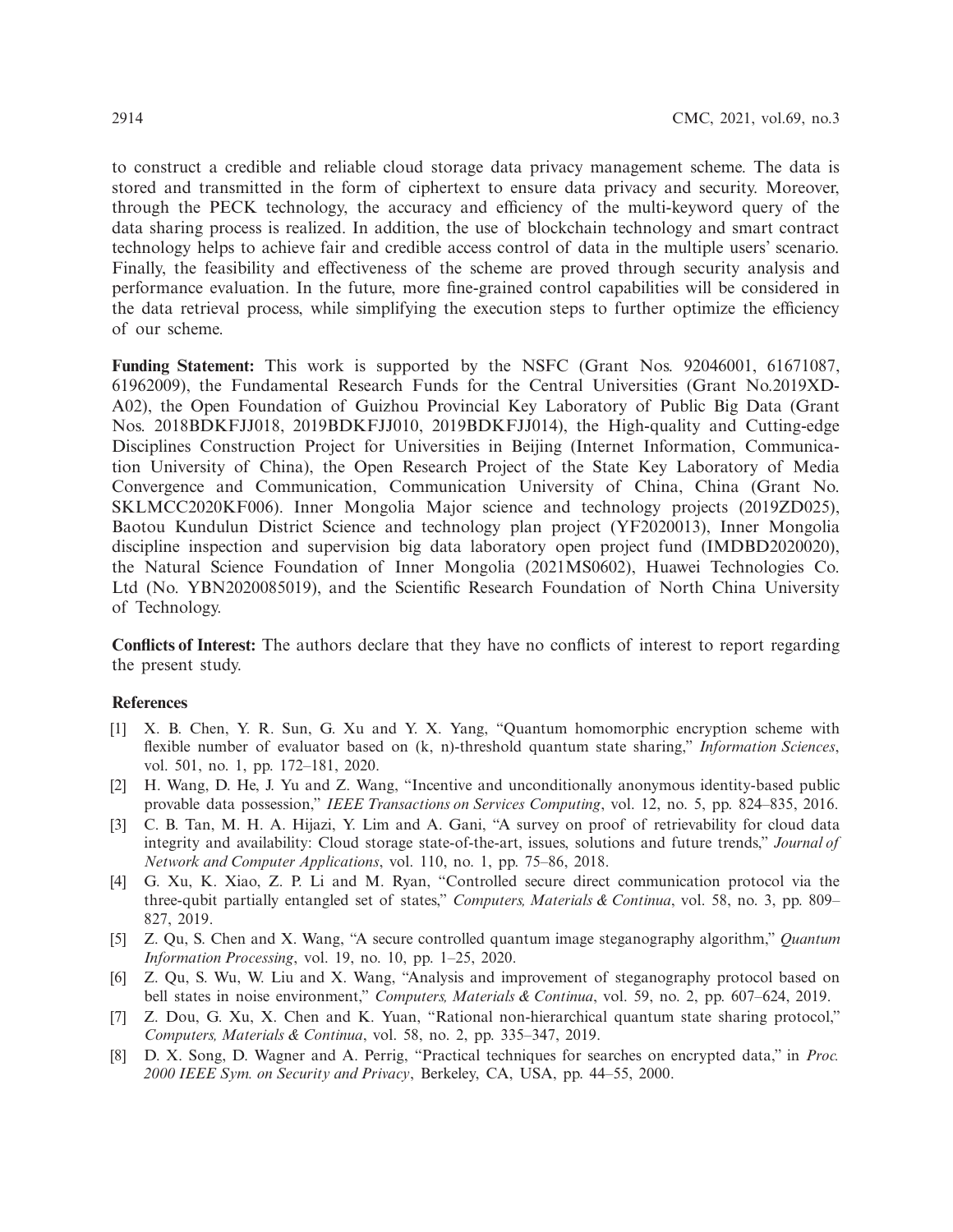to construct a credible and reliable cloud storage data privacy management scheme. The data is stored and transmitted in the form of ciphertext to ensure data privacy and security. Moreover, through the PECK technology, the accuracy and efficiency of the multi-keyword query of the data sharing process is realized. In addition, the use of blockchain technology and smart contract technology helps to achieve fair and credible access control of data in the multiple users' scenario. Finally, the feasibility and effectiveness of the scheme are proved through security analysis and performance evaluation. In the future, more fine-grained control capabilities will be considered in the data retrieval process, while simplifying the execution steps to further optimize the efficiency of our scheme.

**Funding Statement:** This work is supported by the NSFC (Grant Nos. 92046001, 61671087, 61962009), the Fundamental Research Funds for the Central Universities (Grant No.2019XD-A02), the Open Foundation of Guizhou Provincial Key Laboratory of Public Big Data (Grant Nos. 2018BDKFJJ018, 2019BDKFJJ010, 2019BDKFJJ014), the High-quality and Cutting-edge Disciplines Construction Project for Universities in Beijing (Internet Information, Communication University of China), the Open Research Project of the State Key Laboratory of Media Convergence and Communication, Communication University of China, China (Grant No. SKLMCC2020KF006). Inner Mongolia Major science and technology projects (2019ZD025), Baotou Kundulun District Science and technology plan project (YF2020013), Inner Mongolia discipline inspection and supervision big data laboratory open project fund (IMDBD2020020), the Natural Science Foundation of Inner Mongolia (2021MS0602), Huawei Technologies Co. Ltd (No. YBN2020085019), and the Scientific Research Foundation of North China University of Technology.

**Conflicts of Interest:** The authors declare that they have no conflicts of interest to report regarding the present study.

## References

[1] X. B. Chen, Y. R. Sun, G. Xu and Y. X. Yang, "Quantum homomorphic encryption scheme with flexible number of evaluator based on (k, n)-threshold quantum state sharing," *Information Sciences*, vol. 501, no. 1, pp. 172–181, 2020.

[2] H. Wang, D. He, J. Yu and Z. Wang, "Incentive and unconditionally anonymous identity-based public provable data possession," *IEEE Transactions on Services Computing*, vol. 12, no. 5, pp. 824–835, 2016.

[3] C. B. Tan, M. H. A. Hijazi, Y. Lim and A. Gani, "A survey on proof of retrievability for cloud data integrity and availability: Cloud storage state-of-the-art, issues, solutions and future trends," *Journal of Network and Computer Applications*, vol. 110, no. 1, pp. 75–86, 2018.

[4] G. Xu, K. Xiao, Z. P. Li and M. Ryan, "Controlled secure direct communication protocol via the three-qubit partially entangled set of states," *Computers, Materials & Continua*, vol. 58, no. 3, pp. 809–827, 2019.

[5] Z. Qu, S. Chen and X. Wang, "A secure controlled quantum image steganography algorithm," *Quantum Information Processing*, vol. 19, no. 10, pp. 1–25, 2020.

[6] Z. Qu, S. Wu, W. Liu and X. Wang, "Analysis and improvement of steganography protocol based on bell states in noise environment," *Computers, Materials & Continua*, vol. 59, no. 2, pp. 607–624, 2019.

[7] Z. Dou, G. Xu, X. Chen and K. Yuan, "Rational non-hierarchical quantum state sharing protocol," *Computers, Materials & Continua*, vol. 58, no. 2, pp. 335–347, 2019.

[8] D. X. Song, D. Wagner and A. Perrig, "Practical techniques for searches on encrypted data," in *Proc. 2000 IEEE Sym. on Security and Privacy*, Berkeley, CA, USA, pp. 44–55, 2000.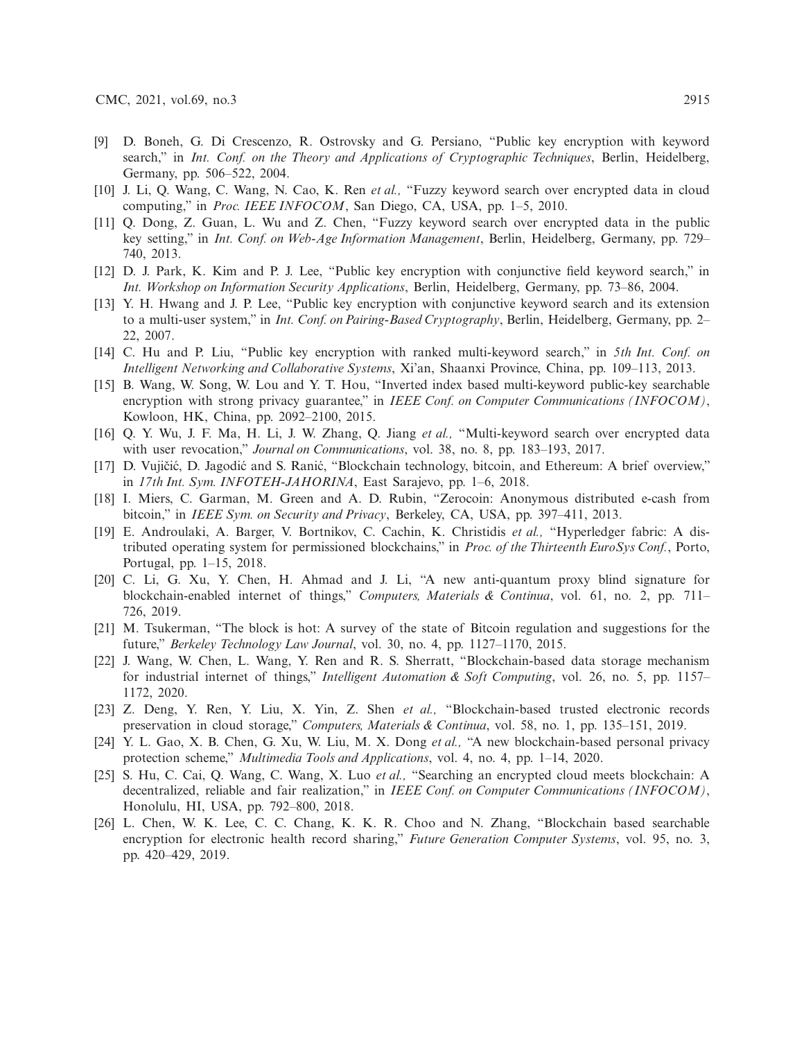[9] D. Boneh, G. Di Crescenzo, R. Ostrovsky and G. Persiano, "Public key encryption with keyword search," in *Int. Conf. on the Theory and Applications of Cryptographic Techniques*, Berlin, Heidelberg, Germany, pp. 506–522, 2004.

[10] J. Li, Q. Wang, C. Wang, N. Cao, K. Ren *et al.,* "Fuzzy keyword search over encrypted data in cloud computing," in *Proc. IEEE INFOCOM*, San Diego, CA, USA, pp. 1–5, 2010.

[11] Q. Dong, Z. Guan, L. Wu and Z. Chen, "Fuzzy keyword search over encrypted data in the public key setting," in *Int. Conf. on Web-Age Information Management*, Berlin, Heidelberg, Germany, pp. 729–740, 2013.

[12] D. J. Park, K. Kim and P. J. Lee, "Public key encryption with conjunctive field keyword search," in *Int. Workshop on Information Security Applications*, Berlin, Heidelberg, Germany, pp. 73–86, 2004.

[13] Y. H. Hwang and J. P. Lee, "Public key encryption with conjunctive keyword search and its extension to a multi-user system," in *Int. Conf. on Pairing-Based Cryptography*, Berlin, Heidelberg, Germany, pp. 2–22, 2007.

[14] C. Hu and P. Liu, "Public key encryption with ranked multi-keyword search," in *5th Int. Conf. on Intelligent Networking and Collaborative Systems*, Xi'an, Shaanxi Province, China, pp. 109–113, 2013.

[15] B. Wang, W. Song, W. Lou and Y. T. Hou, "Inverted index based multi-keyword public-key searchable encryption with strong privacy guarantee," in *IEEE Conf. on Computer Communications (INFOCOM)*, Kowloon, HK, China, pp. 2092–2100, 2015.

[16] Q. Y. Wu, J. F. Ma, H. Li, J. W. Zhang, Q. Jiang *et al.,* "Multi-keyword search over encrypted data with user revocation," *Journal on Communications*, vol. 38, no. 8, pp. 183–193, 2017.

[17] D. Vujičić, D. Jagodić and S. Ranić, "Blockchain technology, bitcoin, and Ethereum: A brief overview," in *17th Int. Sym. INFOTEH-JAHORINA*, East Sarajevo, pp. 1–6, 2018.

[18] I. Miers, C. Garman, M. Green and A. D. Rubin, "Zerocoin: Anonymous distributed e-cash from bitcoin," in *IEEE Sym. on Security and Privacy*, Berkeley, CA, USA, pp. 397–411, 2013.

[19] E. Androulaki, A. Barger, V. Bortnikov, C. Cachin, K. Christidis *et al.,* "Hyperledger fabric: A distributed operating system for permissioned blockchains," in *Proc. of the Thirteenth EuroSys Conf.*, Porto, Portugal, pp. 1–15, 2018.

[20] C. Li, G. Xu, Y. Chen, H. Ahmad and J. Li, "A new anti-quantum proxy blind signature for blockchain-enabled internet of things," *Computers, Materials & Continua*, vol. 61, no. 2, pp. 711–726, 2019.

[21] M. Tsukerman, "The block is hot: A survey of the state of Bitcoin regulation and suggestions for the future," *Berkeley Technology Law Journal*, vol. 30, no. 4, pp. 1127–1170, 2015.

[22] J. Wang, W. Chen, L. Wang, Y. Ren and R. S. Sherratt, "Blockchain-based data storage mechanism for industrial internet of things," *Intelligent Automation & Soft Computing*, vol. 26, no. 5, pp. 1157–1172, 2020.

[23] Z. Deng, Y. Ren, Y. Liu, X. Yin, Z. Shen *et al.,* "Blockchain-based trusted electronic records preservation in cloud storage," *Computers, Materials & Continua*, vol. 58, no. 1, pp. 135–151, 2019.

[24] Y. L. Gao, X. B. Chen, G. Xu, W. Liu, M. X. Dong *et al.,* "A new blockchain-based personal privacy protection scheme," *Multimedia Tools and Applications*, vol. 4, no. 4, pp. 1–14, 2020.

[25] S. Hu, C. Cai, Q. Wang, C. Wang, X. Luo *et al.,* "Searching an encrypted cloud meets blockchain: A decentralized, reliable and fair realization," in *IEEE Conf. on Computer Communications (INFOCOM)*, Honolulu, HI, USA, pp. 792–800, 2018.

[26] L. Chen, W. K. Lee, C. C. Chang, K. K. R. Choo and N. Zhang, "Blockchain based searchable encryption for electronic health record sharing," *Future Generation Computer Systems*, vol. 95, no. 3, pp. 420–429, 2019.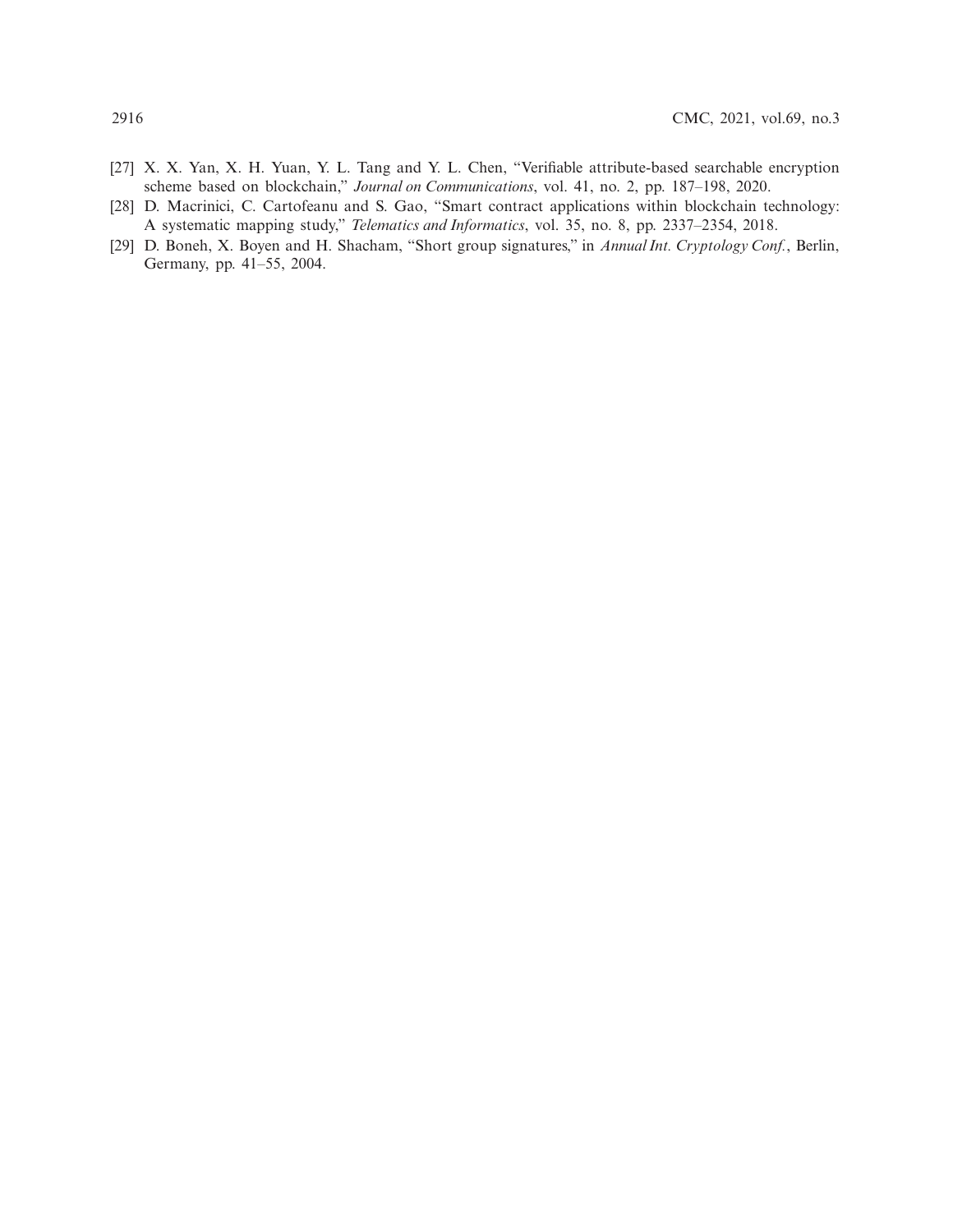[27] X. X. Yan, X. H. Yuan, Y. L. Tang and Y. L. Chen, "Verifiable attribute-based searchable encryption scheme based on blockchain," *Journal on Communications*, vol. 41, no. 2, pp. 187–198, 2020.

[28] D. Macrinici, C. Cartofeanu and S. Gao, "Smart contract applications within blockchain technology: A systematic mapping study," *Telematics and Informatics*, vol. 35, no. 8, pp. 2337–2354, 2018.

[29] D. Boneh, X. Boyen and H. Shacham, "Short group signatures," in *Annual Int. Cryptology Conf.*, Berlin, Germany, pp. 41–55, 2004.